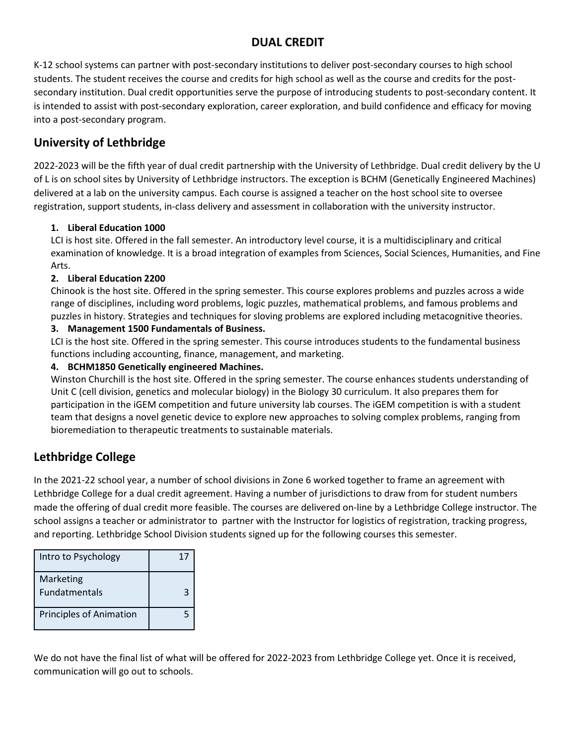# DUAL CREDIT

K-12 school systems can partner with post-secondary institutions to deliver post-secondary courses to high school students. The student receives the course and credits for high school as well as the course and credits for the post-secondary institution. Dual credit opportunities serve the purpose of introducing students to post-secondary content. It is intended to assist with post-secondary exploration, career exploration, and build confidence and efficacy for moving into a post-secondary program.

## University of Lethbridge

2022-2023 will be the fifth year of dual credit partnership with the University of Lethbridge. Dual credit delivery by the U of L is on school sites by University of Lethbridge instructors. The exception is BCHM (Genetically Engineered Machines) delivered at a lab on the university campus. Each course is assigned a teacher on the host school site to oversee registration, support students, in-class delivery and assessment in collaboration with the university instructor.

1. **Liberal Education 1000**
   LCI is host site. Offered in the fall semester. An introductory level course, it is a multidisciplinary and critical examination of knowledge. It is a broad integration of examples from Sciences, Social Sciences, Humanities, and Fine Arts.
2. **Liberal Education 2200**
   Chinook is the host site. Offered in the spring semester. This course explores problems and puzzles across a wide range of disciplines, including word problems, logic puzzles, mathematical problems, and famous problems and puzzles in history. Strategies and techniques for sloving problems are explored including metacognitive theories.
3. **Management 1500 Fundamentals of Business.**
   LCI is the host site. Offered in the spring semester. This course introduces students to the fundamental business functions including accounting, finance, management, and marketing.
4. **BCHM1850 Genetically engineered Machines.**
   Winston Churchill is the host site. Offered in the spring semester. The course enhances students understanding of Unit C (cell division, genetics and molecular biology) in the Biology 30 curriculum. It also prepares them for participation in the iGEM competition and future university lab courses. The iGEM competition is with a student team that designs a novel genetic device to explore new approaches to solving complex problems, ranging from bioremediation to therapeutic treatments to sustainable materials.

## Lethbridge College

In the 2021-22 school year, a number of school divisions in Zone 6 worked together to frame an agreement with Lethbridge College for a dual credit agreement. Having a number of jurisdictions to draw from for student numbers made the offering of dual credit more feasible. The courses are delivered on-line by a Lethbridge College instructor. The school assigns a teacher or administrator to partner with the Instructor for logistics of registration, tracking progress, and reporting. Lethbridge School Division students signed up for the following courses this semester.

| | |
|---|---|
| Intro to Psychology | 17 |
| Marketing Fundatmentals | 3 |
| Principles of Animation | 5 |

We do not have the final list of what will be offered for 2022-2023 from Lethbridge College yet. Once it is received, communication will go out to schools.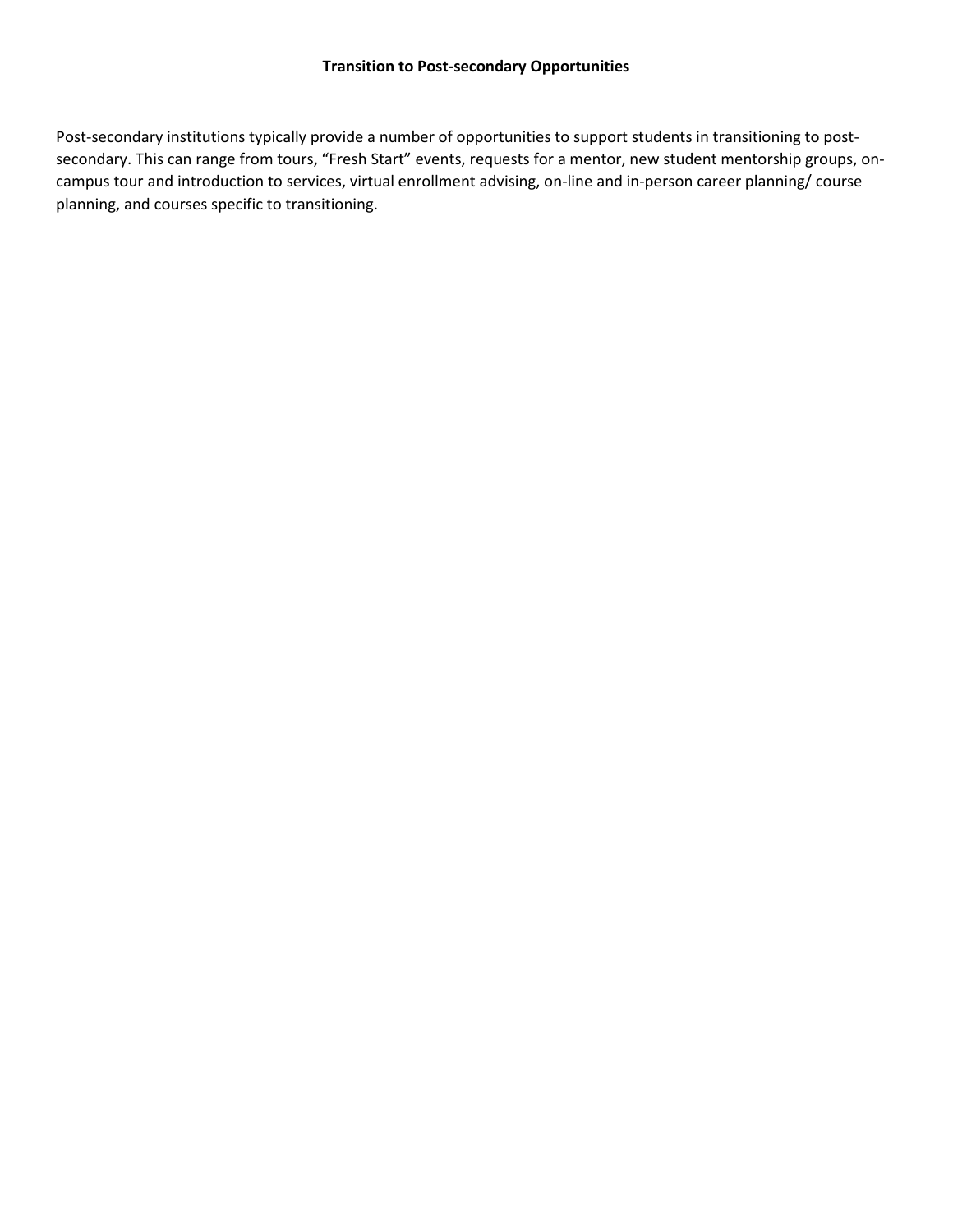**Transition to Post-secondary Opportunities**

Post-secondary institutions typically provide a number of opportunities to support students in transitioning to post-secondary. This can range from tours, “Fresh Start” events, requests for a mentor, new student mentorship groups, on-campus tour and introduction to services, virtual enrollment advising, on-line and in-person career planning/ course planning, and courses specific to transitioning.